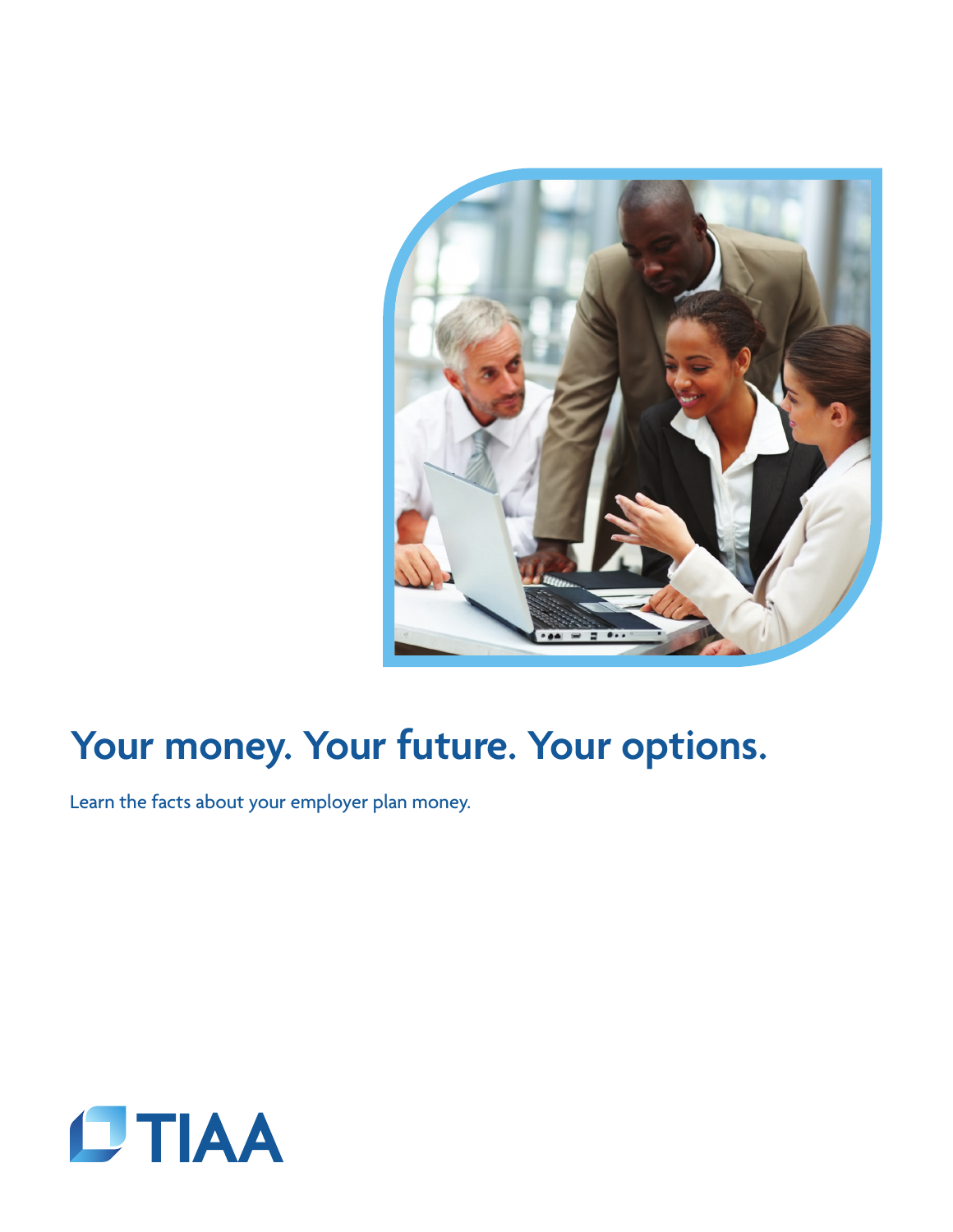# Your money. Your future. Your options.

Learn the facts about your employer plan money.

TIAA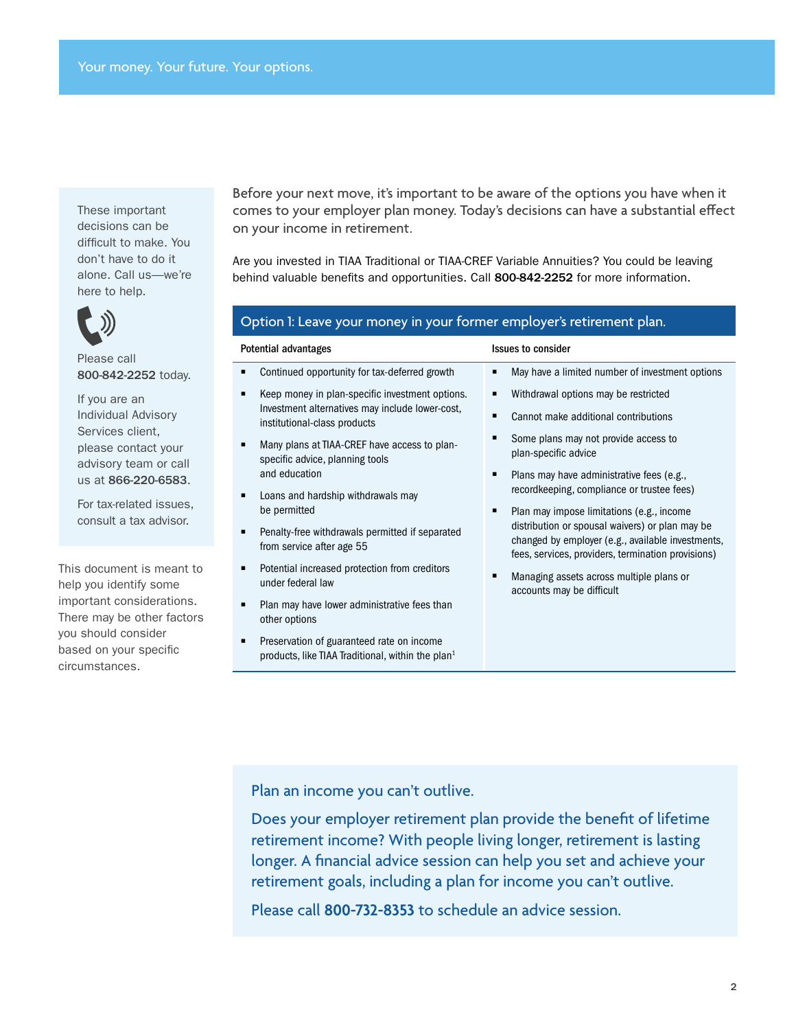Your money. Your future. Your options.

These important decisions can be difficult to make. You don't have to do it alone. Call us—we're here to help.

Please call **800-842-2252** today.

If you are an Individual Advisory Services client, please contact your advisory team or call us at **866-220-6583**.

For tax-related issues, consult a tax advisor.

This document is meant to help you identify some important considerations. There may be other factors you should consider based on your specific circumstances.

Before your next move, it's important to be aware of the options you have when it comes to your employer plan money. Today's decisions can have a substantial effect on your income in retirement.

Are you invested in TIAA Traditional or TIAA-CREF Variable Annuities? You could be leaving behind valuable benefits and opportunities. Call **800-842-2252** for more information.

## Option 1: Leave your money in your former employer's retirement plan.

| Potential advantages | Issues to consider |
|---|---|
| ▪ Continued opportunity for tax-deferred growth<br>▪ Keep money in plan-specific investment options. Investment alternatives may include lower-cost, institutional-class products<br>▪ Many plans at TIAA-CREF have access to plan-specific advice, planning tools and education<br>▪ Loans and hardship withdrawals may be permitted<br>▪ Penalty-free withdrawals permitted if separated from service after age 55<br>▪ Potential increased protection from creditors under federal law<br>▪ Plan may have lower administrative fees than other options<br>▪ Preservation of guaranteed rate on income products, like TIAA Traditional, within the plan[1] | ▪ May have a limited number of investment options<br>▪ Withdrawal options may be restricted<br>▪ Cannot make additional contributions<br>▪ Some plans may not provide access to plan-specific advice<br>▪ Plans may have administrative fees (e.g., recordkeeping, compliance or trustee fees)<br>▪ Plan may impose limitations (e.g., income distribution or spousal waivers) or plan may be changed by employer (e.g., available investments, fees, services, providers, termination provisions)<br>▪ Managing assets across multiple plans or accounts may be difficult |

Plan an income you can't outlive.

Does your employer retirement plan provide the benefit of lifetime retirement income? With people living longer, retirement is lasting longer. A financial advice session can help you set and achieve your retirement goals, including a plan for income you can't outlive.

Please call **800-732-8353** to schedule an advice session.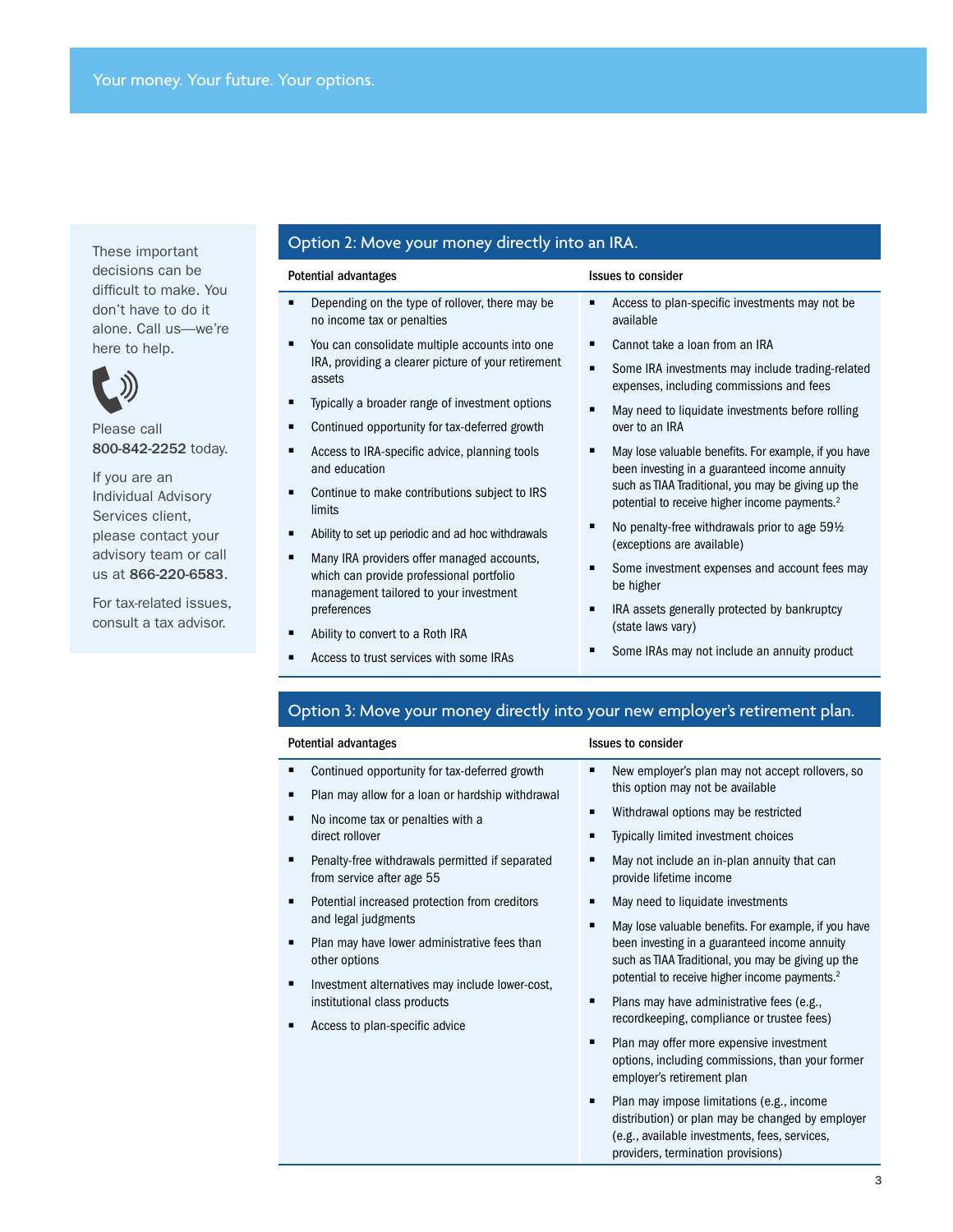These important decisions can be difficult to make. You don't have to do it alone. Call us—we're here to help.

Please call **800-842-2252** today.

If you are an Individual Advisory Services client, please contact your advisory team or call us at **866-220-6583**.

For tax-related issues, consult a tax advisor.

## Option 2: Move your money directly into an IRA.

**Potential advantages**

- Depending on the type of rollover, there may be no income tax or penalties
- You can consolidate multiple accounts into one IRA, providing a clearer picture of your retirement assets
- Typically a broader range of investment options
- Continued opportunity for tax-deferred growth
- Access to IRA-specific advice, planning tools and education
- Continue to make contributions subject to IRS limits
- Ability to set up periodic and ad hoc withdrawals
- Many IRA providers offer managed accounts, which can provide professional portfolio management tailored to your investment preferences
- Ability to convert to a Roth IRA
- Access to trust services with some IRAs

**Issues to consider**

- Access to plan-specific investments may not be available
- Cannot take a loan from an IRA
- Some IRA investments may include trading-related expenses, including commissions and fees
- May need to liquidate investments before rolling over to an IRA
- May lose valuable benefits. For example, if you have been investing in a guaranteed income annuity such as TIAA Traditional, you may be giving up the potential to receive higher income payments.[2]
- No penalty-free withdrawals prior to age 59½ (exceptions are available)
- Some investment expenses and account fees may be higher
- IRA assets generally protected by bankruptcy (state laws vary)
- Some IRAs may not include an annuity product

## Option 3: Move your money directly into your new employer's retirement plan.

**Potential advantages**

- Continued opportunity for tax-deferred growth
- Plan may allow for a loan or hardship withdrawal
- No income tax or penalties with a direct rollover
- Penalty-free withdrawals permitted if separated from service after age 55
- Potential increased protection from creditors and legal judgments
- Plan may have lower administrative fees than other options
- Investment alternatives may include lower-cost, institutional class products
- Access to plan-specific advice

**Issues to consider**

- New employer's plan may not accept rollovers, so this option may not be available
- Withdrawal options may be restricted
- Typically limited investment choices
- May not include an in-plan annuity that can provide lifetime income
- May need to liquidate investments
- May lose valuable benefits. For example, if you have been investing in a guaranteed income annuity such as TIAA Traditional, you may be giving up the potential to receive higher income payments.[2]
- Plans may have administrative fees (e.g., recordkeeping, compliance or trustee fees)
- Plan may offer more expensive investment options, including commissions, than your former employer's retirement plan
- Plan may impose limitations (e.g., income distribution) or plan may be changed by employer (e.g., available investments, fees, services, providers, termination provisions)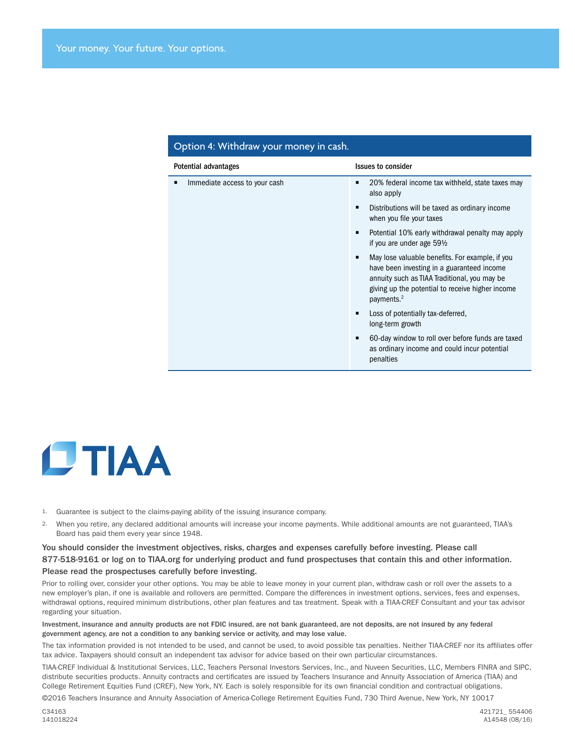Your money. Your future. Your options.

## Option 4: Withdraw your money in cash.

| Potential advantages | Issues to consider |
| --- | --- |
| ▪ Immediate access to your cash | ▪ 20% federal income tax withheld, state taxes may also apply<br>▪ Distributions will be taxed as ordinary income when you file your taxes<br>▪ Potential 10% early withdrawal penalty may apply if you are under age 59½<br>▪ May lose valuable benefits. For example, if you have been investing in a guaranteed income annuity such as TIAA Traditional, you may be giving up the potential to receive higher income payments.[2]<br>▪ Loss of potentially tax-deferred, long-term growth<br>▪ 60-day window to roll over before funds are taxed as ordinary income and could incur potential penalties |

TIAA

1. Guarantee is subject to the claims-paying ability of the issuing insurance company.
2. When you retire, any declared additional amounts will increase your income payments. While additional amounts are not guaranteed, TIAA's Board has paid them every year since 1948.

**You should consider the investment objectives, risks, charges and expenses carefully before investing. Please call 877-518-9161 or log on to TIAA.org for underlying product and fund prospectuses that contain this and other information. Please read the prospectuses carefully before investing.**

Prior to rolling over, consider your other options. You may be able to leave money in your current plan, withdraw cash or roll over the assets to a new employer's plan, if one is available and rollovers are permitted. Compare the differences in investment options, services, fees and expenses, withdrawal options, required minimum distributions, other plan features and tax treatment. Speak with a TIAA-CREF Consultant and your tax advisor regarding your situation.

**Investment, insurance and annuity products are not FDIC insured, are not bank guaranteed, are not deposits, are not insured by any federal government agency, are not a condition to any banking service or activity, and may lose value.**

The tax information provided is not intended to be used, and cannot be used, to avoid possible tax penalties. Neither TIAA-CREF nor its affiliates offer tax advice. Taxpayers should consult an independent tax advisor for advice based on their own particular circumstances.

TIAA-CREF Individual & Institutional Services, LLC, Teachers Personal Investors Services, Inc., and Nuveen Securities, LLC, Members FINRA and SIPC, distribute securities products. Annuity contracts and certificates are issued by Teachers Insurance and Annuity Association of America (TIAA) and College Retirement Equities Fund (CREF), New York, NY. Each is solely responsible for its own financial condition and contractual obligations.

©2016 Teachers Insurance and Annuity Association of America-College Retirement Equities Fund, 730 Third Avenue, New York, NY 10017

C34163
141018224

421721_ 554406
A14548 (08/16)